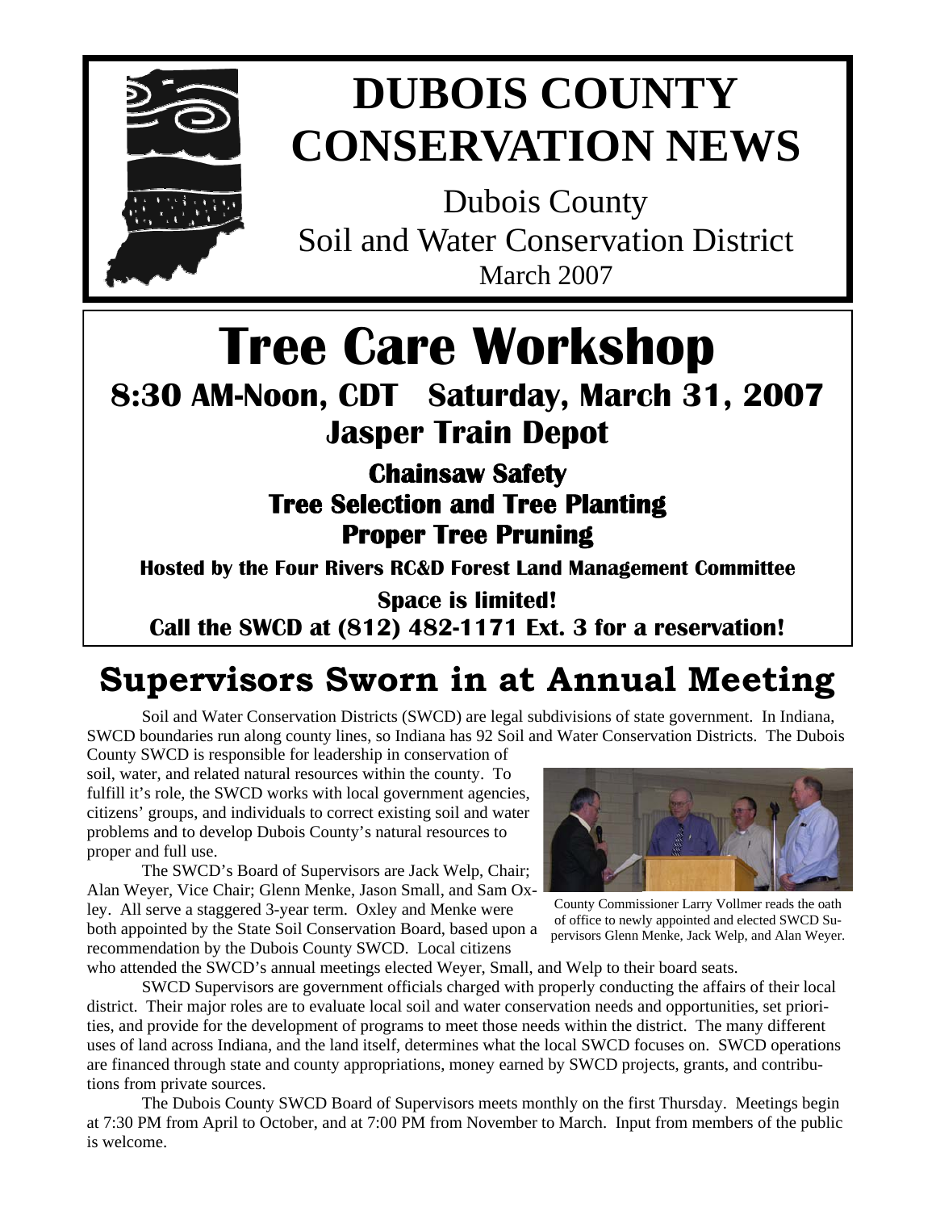# DUBOIS COUNTY CONSERVATION NEWS

Dubois County
Soil and Water Conservation District
March 2007

# Tree Care Workshop

## 8:30 AM-Noon, CDT Saturday, March 31, 2007

## Jasper Train Depot

### Chainsaw Safety
### Tree Selection and Tree Planting
### Proper Tree Pruning

**Hosted by the Four Rivers RC&D Forest Land Management Committee**

**Space is limited!**
**Call the SWCD at (812) 482-1171 Ext. 3 for a reservation!**

## Supervisors Sworn in at Annual Meeting

Soil and Water Conservation Districts (SWCD) are legal subdivisions of state government. In Indiana, SWCD boundaries run along county lines, so Indiana has 92 Soil and Water Conservation Districts. The Dubois County SWCD is responsible for leadership in conservation of soil, water, and related natural resources within the county. To fulfill it's role, the SWCD works with local government agencies, citizens' groups, and individuals to correct existing soil and water problems and to develop Dubois County's natural resources to proper and full use.

The SWCD's Board of Supervisors are Jack Welp, Chair; Alan Weyer, Vice Chair; Glenn Menke, Jason Small, and Sam Oxley. All serve a staggered 3-year term. Oxley and Menke were both appointed by the State Soil Conservation Board, based upon a recommendation by the Dubois County SWCD. Local citizens who attended the SWCD's annual meetings elected Weyer, Small, and Welp to their board seats.

County Commissioner Larry Vollmer reads the oath of office to newly appointed and elected SWCD Supervisors Glenn Menke, Jack Welp, and Alan Weyer.

SWCD Supervisors are government officials charged with properly conducting the affairs of their local district. Their major roles are to evaluate local soil and water conservation needs and opportunities, set priorities, and provide for the development of programs to meet those needs within the district. The many different uses of land across Indiana, and the land itself, determines what the local SWCD focuses on. SWCD operations are financed through state and county appropriations, money earned by SWCD projects, grants, and contributions from private sources.

The Dubois County SWCD Board of Supervisors meets monthly on the first Thursday. Meetings begin at 7:30 PM from April to October, and at 7:00 PM from November to March. Input from members of the public is welcome.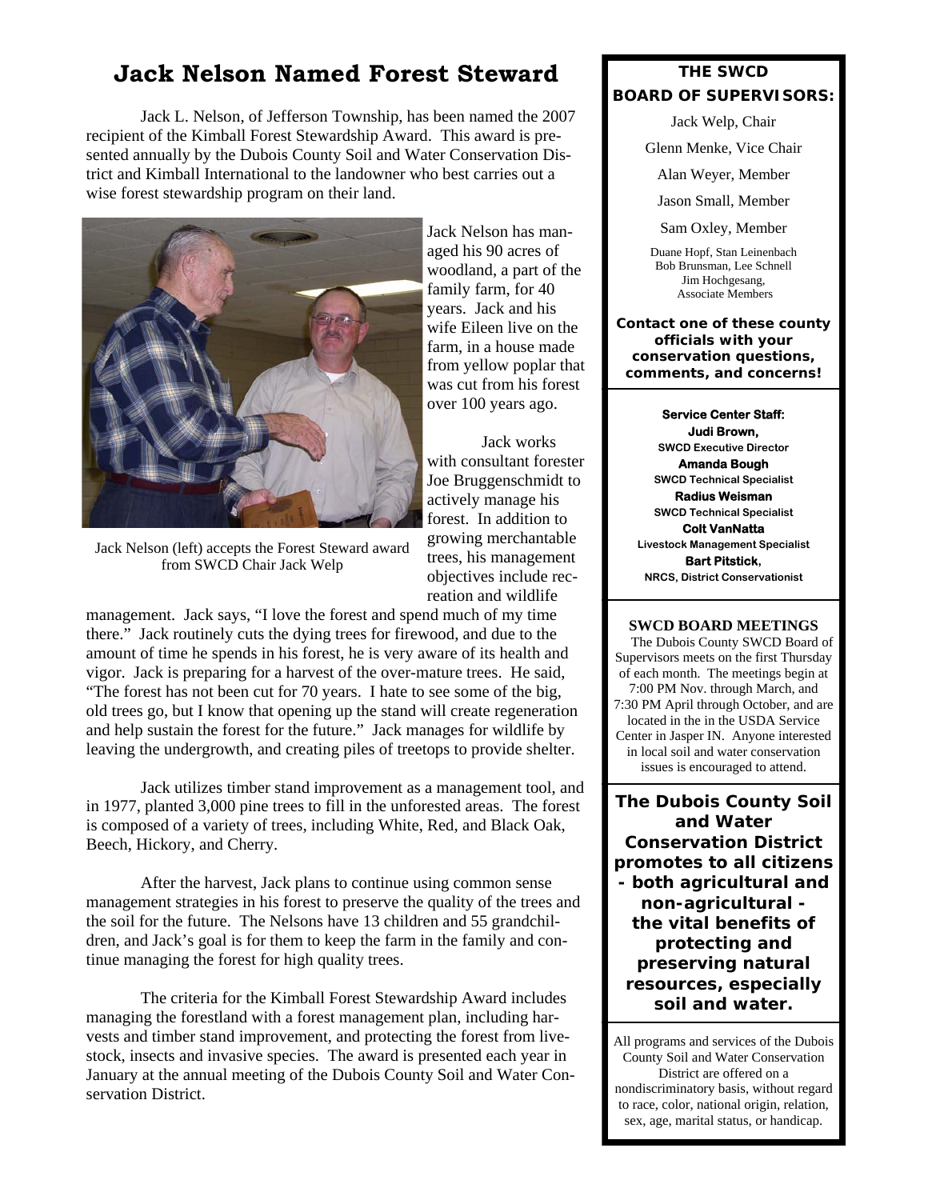# Jack Nelson Named Forest Steward

Jack L. Nelson, of Jefferson Township, has been named the 2007 recipient of the Kimball Forest Stewardship Award. This award is presented annually by the Dubois County Soil and Water Conservation District and Kimball International to the landowner who best carries out a wise forest stewardship program on their land.

Jack Nelson (left) accepts the Forest Steward award from SWCD Chair Jack Welp

Jack Nelson has managed his 90 acres of woodland, a part of the family farm, for 40 years. Jack and his wife Eileen live on the farm, in a house made from yellow poplar that was cut from his forest over 100 years ago.

Jack works with consultant forester Joe Bruggenschmidt to actively manage his forest. In addition to growing merchantable trees, his management objectives include recreation and wildlife management. Jack says, "I love the forest and spend much of my time there." Jack routinely cuts the dying trees for firewood, and due to the amount of time he spends in his forest, he is very aware of its health and vigor. Jack is preparing for a harvest of the over-mature trees. He said, "The forest has not been cut for 70 years. I hate to see some of the big, old trees go, but I know that opening up the stand will create regeneration and help sustain the forest for the future." Jack manages for wildlife by leaving the undergrowth, and creating piles of treetops to provide shelter.

Jack utilizes timber stand improvement as a management tool, and in 1977, planted 3,000 pine trees to fill in the unforested areas. The forest is composed of a variety of trees, including White, Red, and Black Oak, Beech, Hickory, and Cherry.

After the harvest, Jack plans to continue using common sense management strategies in his forest to preserve the quality of the trees and the soil for the future. The Nelsons have 13 children and 55 grandchildren, and Jack's goal is for them to keep the farm in the family and continue managing the forest for high quality trees.

The criteria for the Kimball Forest Stewardship Award includes managing the forestland with a forest management plan, including harvests and timber stand improvement, and protecting the forest from livestock, insects and invasive species. The award is presented each year in January at the annual meeting of the Dubois County Soil and Water Conservation District.

**THE SWCD BOARD OF SUPERVISORS:**

Jack Welp, Chair

Glenn Menke, Vice Chair

Alan Weyer, Member

Jason Small, Member

Sam Oxley, Member

Duane Hopf, Stan Leinenbach
Bob Brunsman, Lee Schnell
Jim Hochgesang,
Associate Members

**Contact one of these county officials with your conservation questions, comments, and concerns!**

**Service Center Staff:**

**Judi Brown,**
**SWCD Executive Director**

**Amanda Bough**
**SWCD Technical Specialist**

**Radius Weisman**
**SWCD Technical Specialist**

**Colt VanNatta**
**Livestock Management Specialist**

**Bart Pitstick,**
**NRCS, District Conservationist**

**SWCD BOARD MEETINGS**

The Dubois County SWCD Board of Supervisors meets on the first Thursday of each month. The meetings begin at 7:00 PM Nov. through March, and 7:30 PM April through October, and are located in the in the USDA Service Center in Jasper IN. Anyone interested in local soil and water conservation issues is encouraged to attend.

**The Dubois County Soil and Water Conservation District promotes to all citizens - both agricultural and non-agricultural - the vital benefits of protecting and preserving natural resources, especially soil and water.**

All programs and services of the Dubois County Soil and Water Conservation District are offered on a nondiscriminatory basis, without regard to race, color, national origin, relation, sex, age, marital status, or handicap.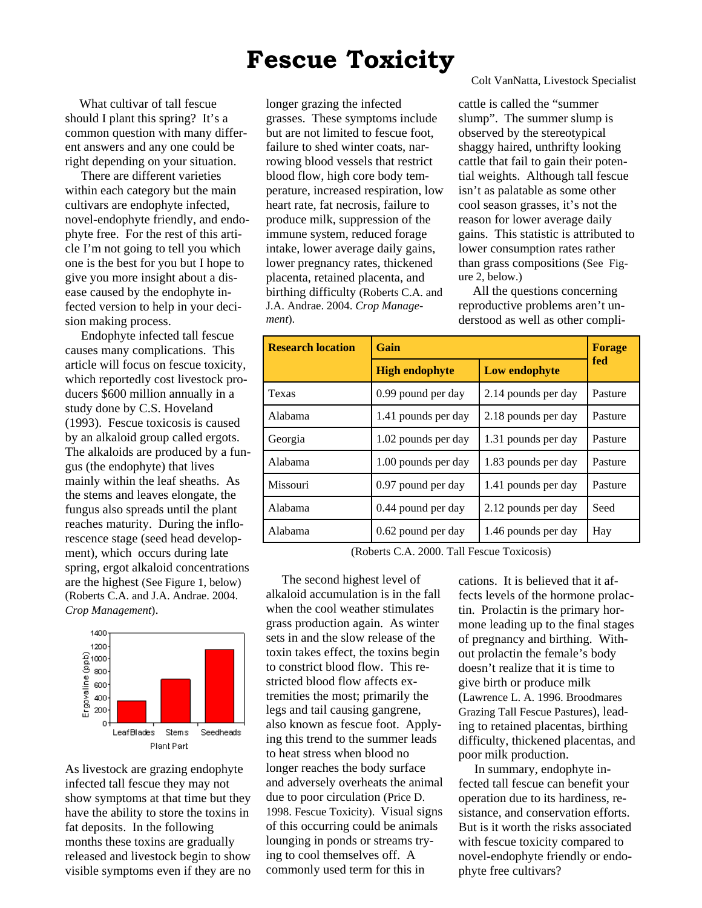# Fescue Toxicity

Colt VanNatta, Livestock Specialist

What cultivar of tall fescue should I plant this spring? It's a common question with many different answers and any one could be right depending on your situation.

There are different varieties within each category but the main cultivars are endophyte infected, novel-endophyte friendly, and endophyte free. For the rest of this article I'm not going to tell you which one is the best for you but I hope to give you more insight about a disease caused by the endophyte infected version to help in your decision making process.

Endophyte infected tall fescue causes many complications. This article will focus on fescue toxicity, which reportedly cost livestock producers $600 million annually in a study done by C.S. Hoveland (1993). Fescue toxicosis is caused by an alkaloid group called ergots. The alkaloids are produced by a fungus (the endophyte) that lives mainly within the leaf sheaths. As the stems and leaves elongate, the fungus also spreads until the plant reaches maturity. During the inflorescence stage (seed head development), which occurs during late spring, ergot alkaloid concentrations are the highest (See Figure 1, below) (Roberts C.A. and J.A. Andrae. 2004. *Crop Management*).

As livestock are grazing endophyte infected tall fescue they may not show symptoms at that time but they have the ability to store the toxins in fat deposits. In the following months these toxins are gradually released and livestock begin to show visible symptoms even if they are no longer grazing the infected grasses. These symptoms include but are not limited to fescue foot, failure to shed winter coats, narrowing blood vessels that restrict blood flow, high core body temperature, increased respiration, low heart rate, fat necrosis, failure to produce milk, suppression of the immune system, reduced forage intake, lower average daily gains, lower pregnancy rates, thickened placenta, retained placenta, and birthing difficulty (Roberts C.A. and J.A. Andrae. 2004. *Crop Management*).

The second highest level of alkaloid accumulation is in the fall when the cool weather stimulates grass production again. As winter sets in and the slow release of the toxin takes effect, the toxins begin to constrict blood flow. This restricted blood flow affects extremities the most; primarily the legs and tail causing gangrene, also known as fescue foot. Applying this trend to the summer leads to heat stress when blood no longer reaches the body surface and adversely overheats the animal due to poor circulation (Price D. 1998. Fescue Toxicity). Visual signs of this occurring could be animals lounging in ponds or streams trying to cool themselves off. A commonly used term for this in cattle is called the "summer slump". The summer slump is observed by the stereotypical shaggy haired, unthrifty looking cattle that fail to gain their potential weights. Although tall fescue isn't as palatable as some other cool season grasses, it's not the reason for lower average daily gains. This statistic is attributed to lower consumption rates rather than grass compositions (See Figure 2, below.)

| Research location | Gain | | Forage fed |
|---|---|---|---|
| | **High endophyte** | **Low endophyte** | |
| Texas | 0.99 pound per day | 2.14 pounds per day | Pasture |
| Alabama | 1.41 pounds per day | 2.18 pounds per day | Pasture |
| Georgia | 1.02 pounds per day | 1.31 pounds per day | Pasture |
| Alabama | 1.00 pounds per day | 1.83 pounds per day | Pasture |
| Missouri | 0.97 pound per day | 1.41 pounds per day | Pasture |
| Alabama | 0.44 pound per day | 2.12 pounds per day | Seed |
| Alabama | 0.62 pound per day | 1.46 pounds per day | Hay |

(Roberts C.A. 2000. Tall Fescue Toxicosis)

All the questions concerning reproductive problems aren't understood as well as other complications. It is believed that it affects levels of the hormone prolactin. Prolactin is the primary hormone leading up to the final stages of pregnancy and birthing. Without prolactin the female's body doesn't realize that it is time to give birth or produce milk (Lawrence L. A. 1996. Broodmares Grazing Tall Fescue Pastures), leading to retained placentas, birthing difficulty, thickened placentas, and poor milk production.

In summary, endophyte infected tall fescue can benefit your operation due to its hardiness, resistance, and conservation efforts. But is it worth the risks associated with fescue toxicity compared to novel-endophyte friendly or endophyte free cultivars?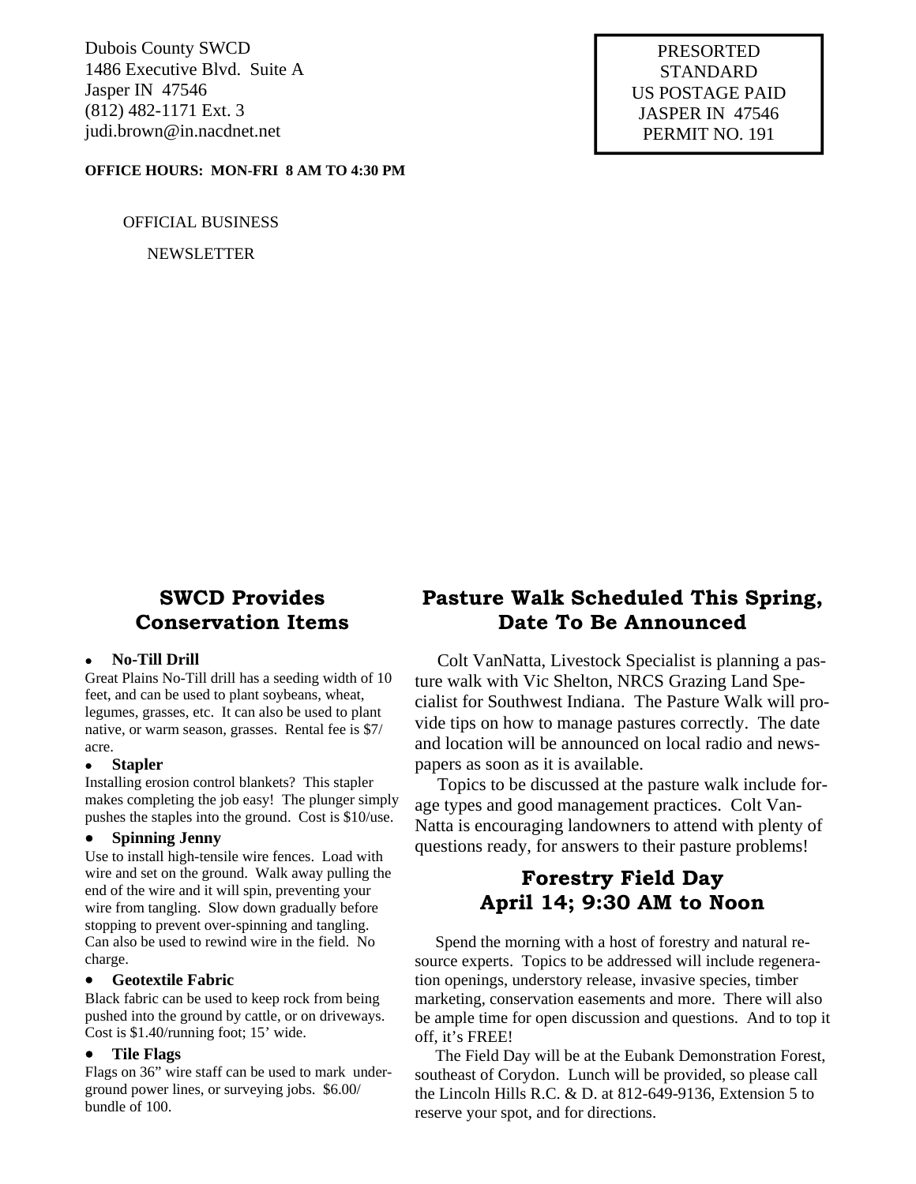Dubois County SWCD
1486 Executive Blvd. Suite A
Jasper IN 47546
(812) 482-1171 Ext. 3
judi.brown@in.nacdnet.net

PRESORTED
STANDARD
US POSTAGE PAID
JASPER IN 47546
PERMIT NO. 191

**OFFICE HOURS: MON-FRI 8 AM TO 4:30 PM**

OFFICIAL BUSINESS

NEWSLETTER

## SWCD Provides Conservation Items

- **No-Till Drill**

Great Plains No-Till drill has a seeding width of 10 feet, and can be used to plant soybeans, wheat, legumes, grasses, etc. It can also be used to plant native, or warm season, grasses. Rental fee is $7/acre.

- **Stapler**

Installing erosion control blankets? This stapler makes completing the job easy! The plunger simply pushes the staples into the ground. Cost is $10/use.

- **Spinning Jenny**

Use to install high-tensile wire fences. Load with wire and set on the ground. Walk away pulling the end of the wire and it will spin, preventing your wire from tangling. Slow down gradually before stopping to prevent over-spinning and tangling. Can also be used to rewind wire in the field. No charge.

- **Geotextile Fabric**

Black fabric can be used to keep rock from being pushed into the ground by cattle, or on driveways. Cost is $1.40/running foot; 15' wide.

- **Tile Flags**

Flags on 36" wire staff can be used to mark underground power lines, or surveying jobs. $6.00/bundle of 100.

## Pasture Walk Scheduled This Spring, Date To Be Announced

Colt VanNatta, Livestock Specialist is planning a pasture walk with Vic Shelton, NRCS Grazing Land Specialist for Southwest Indiana. The Pasture Walk will provide tips on how to manage pastures correctly. The date and location will be announced on local radio and newspapers as soon as it is available.

Topics to be discussed at the pasture walk include forage types and good management practices. Colt VanNatta is encouraging landowners to attend with plenty of questions ready, for answers to their pasture problems!

## Forestry Field Day April 14; 9:30 AM to Noon

Spend the morning with a host of forestry and natural resource experts. Topics to be addressed will include regeneration openings, understory release, invasive species, timber marketing, conservation easements and more. There will also be ample time for open discussion and questions. And to top it off, it's FREE!

The Field Day will be at the Eubank Demonstration Forest, southeast of Corydon. Lunch will be provided, so please call the Lincoln Hills R.C. & D. at 812-649-9136, Extension 5 to reserve your spot, and for directions.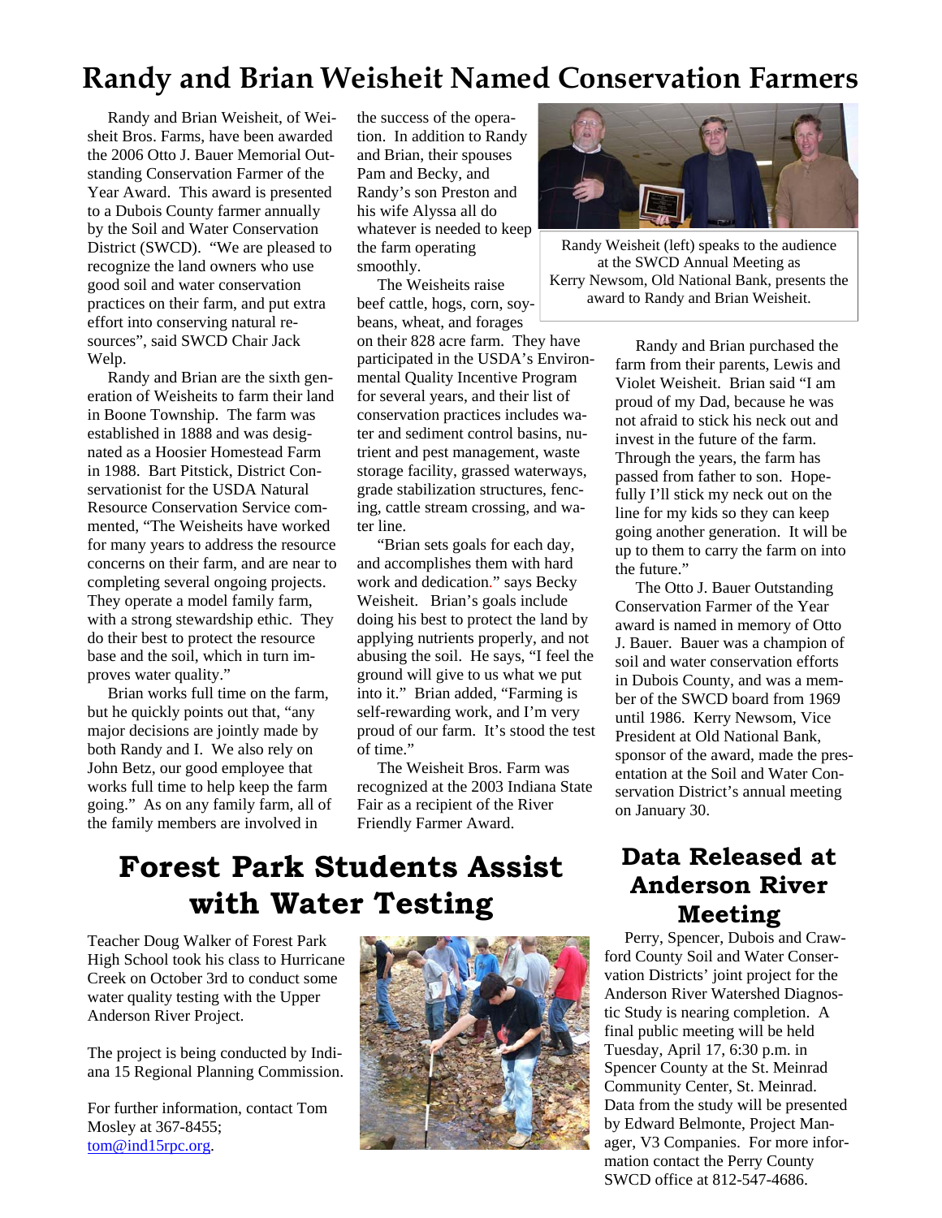# Randy and Brian Weisheit Named Conservation Farmers

Randy and Brian Weisheit, of Weisheit Bros. Farms, have been awarded the 2006 Otto J. Bauer Memorial Outstanding Conservation Farmer of the Year Award. This award is presented to a Dubois County farmer annually by the Soil and Water Conservation District (SWCD). "We are pleased to recognize the land owners who use good soil and water conservation practices on their farm, and put extra effort into conserving natural resources", said SWCD Chair Jack Welp.

Randy and Brian are the sixth generation of Weisheits to farm their land in Boone Township. The farm was established in 1888 and was designated as a Hoosier Homestead Farm in 1988. Bart Pitstick, District Conservationist for the USDA Natural Resource Conservation Service commented, "The Weisheits have worked for many years to address the resource concerns on their farm, and are near to completing several ongoing projects. They operate a model family farm, with a strong stewardship ethic. They do their best to protect the resource base and the soil, which in turn improves water quality."

Brian works full time on the farm, but he quickly points out that, "any major decisions are jointly made by both Randy and I. We also rely on John Betz, our good employee that works full time to help keep the farm going." As on any family farm, all of the family members are involved in the success of the operation. In addition to Randy and Brian, their spouses Pam and Becky, and Randy's son Preston and his wife Alyssa all do whatever is needed to keep the farm operating smoothly.

The Weisheits raise beef cattle, hogs, corn, soybeans, wheat, and forages on their 828 acre farm. They have participated in the USDA's Environmental Quality Incentive Program for several years, and their list of conservation practices includes water and sediment control basins, nutrient and pest management, waste storage facility, grassed waterways, grade stabilization structures, fencing, cattle stream crossing, and water line.

"Brian sets goals for each day, and accomplishes them with hard work and dedication." says Becky Weisheit. Brian's goals include doing his best to protect the land by applying nutrients properly, and not abusing the soil. He says, "I feel the ground will give to us what we put into it." Brian added, "Farming is self-rewarding work, and I'm very proud of our farm. It's stood the test of time."

The Weisheit Bros. Farm was recognized at the 2003 Indiana State Fair as a recipient of the River Friendly Farmer Award.

Randy Weisheit (left) speaks to the audience at the SWCD Annual Meeting as Kerry Newsom, Old National Bank, presents the award to Randy and Brian Weisheit.

Randy and Brian purchased the farm from their parents, Lewis and Violet Weisheit. Brian said "I am proud of my Dad, because he was not afraid to stick his neck out and invest in the future of the farm. Through the years, the farm has passed from father to son. Hopefully I'll stick my neck out on the line for my kids so they can keep going another generation. It will be up to them to carry the farm on into the future."

The Otto J. Bauer Outstanding Conservation Farmer of the Year award is named in memory of Otto J. Bauer. Bauer was a champion of soil and water conservation efforts in Dubois County, and was a member of the SWCD board from 1969 until 1986. Kerry Newsom, Vice President at Old National Bank, sponsor of the award, made the presentation at the Soil and Water Conservation District's annual meeting on January 30.

# Forest Park Students Assist with Water Testing

Teacher Doug Walker of Forest Park High School took his class to Hurricane Creek on October 3rd to conduct some water quality testing with the Upper Anderson River Project.

The project is being conducted by Indiana 15 Regional Planning Commission.

For further information, contact Tom Mosley at 367-8455; tom@ind15rpc.org.

# Data Released at Anderson River Meeting

Perry, Spencer, Dubois and Crawford County Soil and Water Conservation Districts' joint project for the Anderson River Watershed Diagnostic Study is nearing completion. A final public meeting will be held Tuesday, April 17, 6:30 p.m. in Spencer County at the St. Meinrad Community Center, St. Meinrad. Data from the study will be presented by Edward Belmonte, Project Manager, V3 Companies. For more information contact the Perry County SWCD office at 812-547-4686.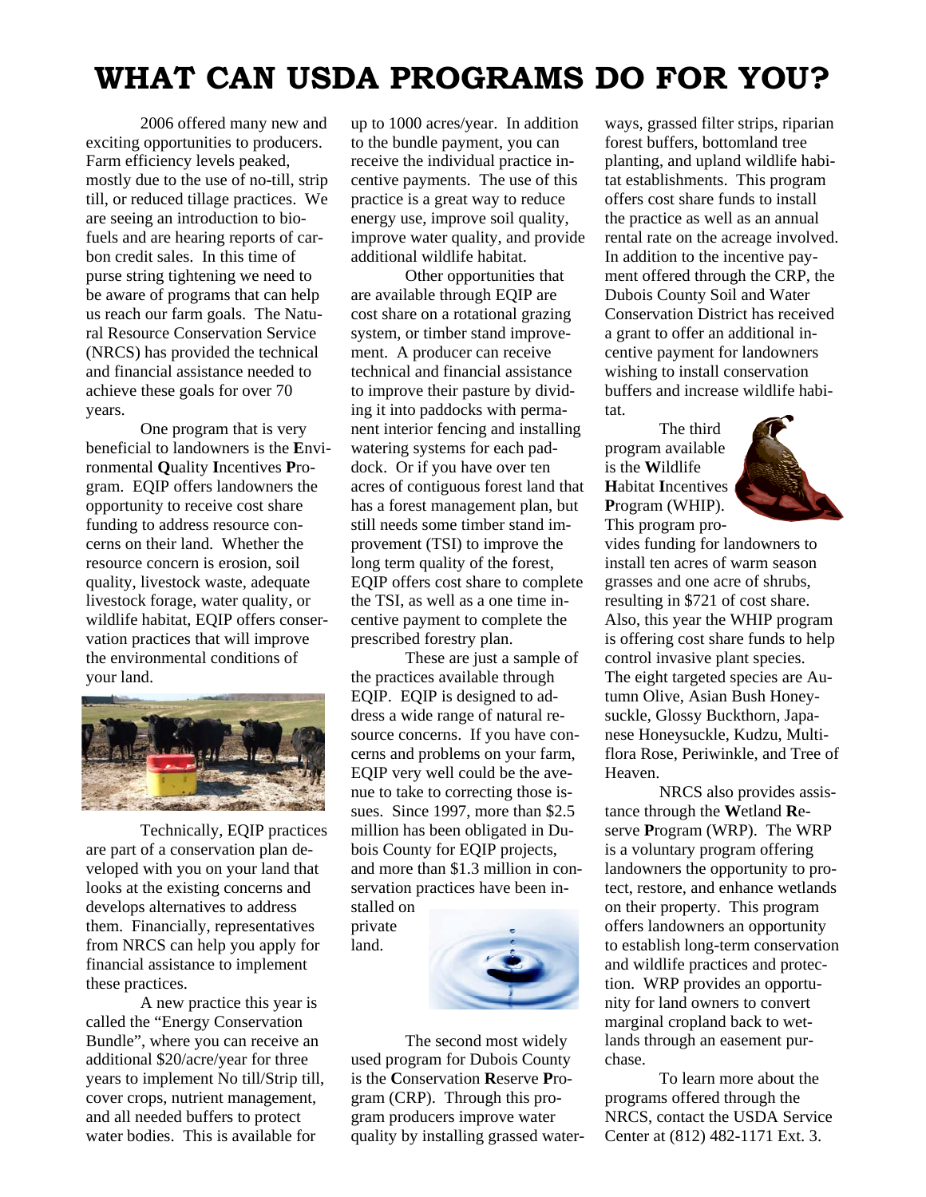# WHAT CAN USDA PROGRAMS DO FOR YOU?

2006 offered many new and exciting opportunities to producers. Farm efficiency levels peaked, mostly due to the use of no-till, strip till, or reduced tillage practices. We are seeing an introduction to biofuels and are hearing reports of carbon credit sales. In this time of purse string tightening we need to be aware of programs that can help us reach our farm goals. The Natural Resource Conservation Service (NRCS) has provided the technical and financial assistance needed to achieve these goals for over 70 years.

One program that is very beneficial to landowners is the **E**nvironmental **Q**uality **I**ncentives **P**rogram. EQIP offers landowners the opportunity to receive cost share funding to address resource concerns on their land. Whether the resource concern is erosion, soil quality, livestock waste, adequate livestock forage, water quality, or wildlife habitat, EQIP offers conservation practices that will improve the environmental conditions of your land.

Technically, EQIP practices are part of a conservation plan developed with you on your land that looks at the existing concerns and develops alternatives to address them. Financially, representatives from NRCS can help you apply for financial assistance to implement these practices.

A new practice this year is called the "Energy Conservation Bundle", where you can receive an additional $20/acre/year for three years to implement No till/Strip till, cover crops, nutrient management, and all needed buffers to protect water bodies. This is available for up to 1000 acres/year. In addition to the bundle payment, you can receive the individual practice incentive payments. The use of this practice is a great way to reduce energy use, improve soil quality, improve water quality, and provide additional wildlife habitat.

Other opportunities that are available through EQIP are cost share on a rotational grazing system, or timber stand improvement. A producer can receive technical and financial assistance to improve their pasture by dividing it into paddocks with permanent interior fencing and installing watering systems for each paddock. Or if you have over ten acres of contiguous forest land that has a forest management plan, but still needs some timber stand improvement (TSI) to improve the long term quality of the forest, EQIP offers cost share to complete the TSI, as well as a one time incentive payment to complete the prescribed forestry plan.

These are just a sample of the practices available through EQIP. EQIP is designed to address a wide range of natural resource concerns. If you have concerns and problems on your farm, EQIP very well could be the avenue to take to correcting those issues. Since 1997, more than $2.5 million has been obligated in Dubois County for EQIP projects, and more than $1.3 million in conservation practices have been installed on private land.

The second most widely used program for Dubois County is the **C**onservation **R**eserve **P**rogram (CRP). Through this program producers improve water quality by installing grassed waterways, grassed filter strips, riparian forest buffers, bottomland tree planting, and upland wildlife habitat establishments. This program offers cost share funds to install the practice as well as an annual rental rate on the acreage involved. In addition to the incentive payment offered through the CRP, the Dubois County Soil and Water Conservation District has received a grant to offer an additional incentive payment for landowners wishing to install conservation buffers and increase wildlife habitat.

The third program available is the **W**ildlife **H**abitat **I**ncentives **P**rogram (WHIP). This program provides funding for landowners to install ten acres of warm season grasses and one acre of shrubs, resulting in $721 of cost share. Also, this year the WHIP program is offering cost share funds to help control invasive plant species. The eight targeted species are Autumn Olive, Asian Bush Honeysuckle, Glossy Buckthorn, Japanese Honeysuckle, Kudzu, Multiflora Rose, Periwinkle, and Tree of Heaven.

NRCS also provides assistance through the **W**etland **R**eserve **P**rogram (WRP). The WRP is a voluntary program offering landowners the opportunity to protect, restore, and enhance wetlands on their property. This program offers landowners an opportunity to establish long-term conservation and wildlife practices and protection. WRP provides an opportunity for land owners to convert marginal cropland back to wetlands through an easement purchase.

To learn more about the programs offered through the NRCS, contact the USDA Service Center at (812) 482-1171 Ext. 3.